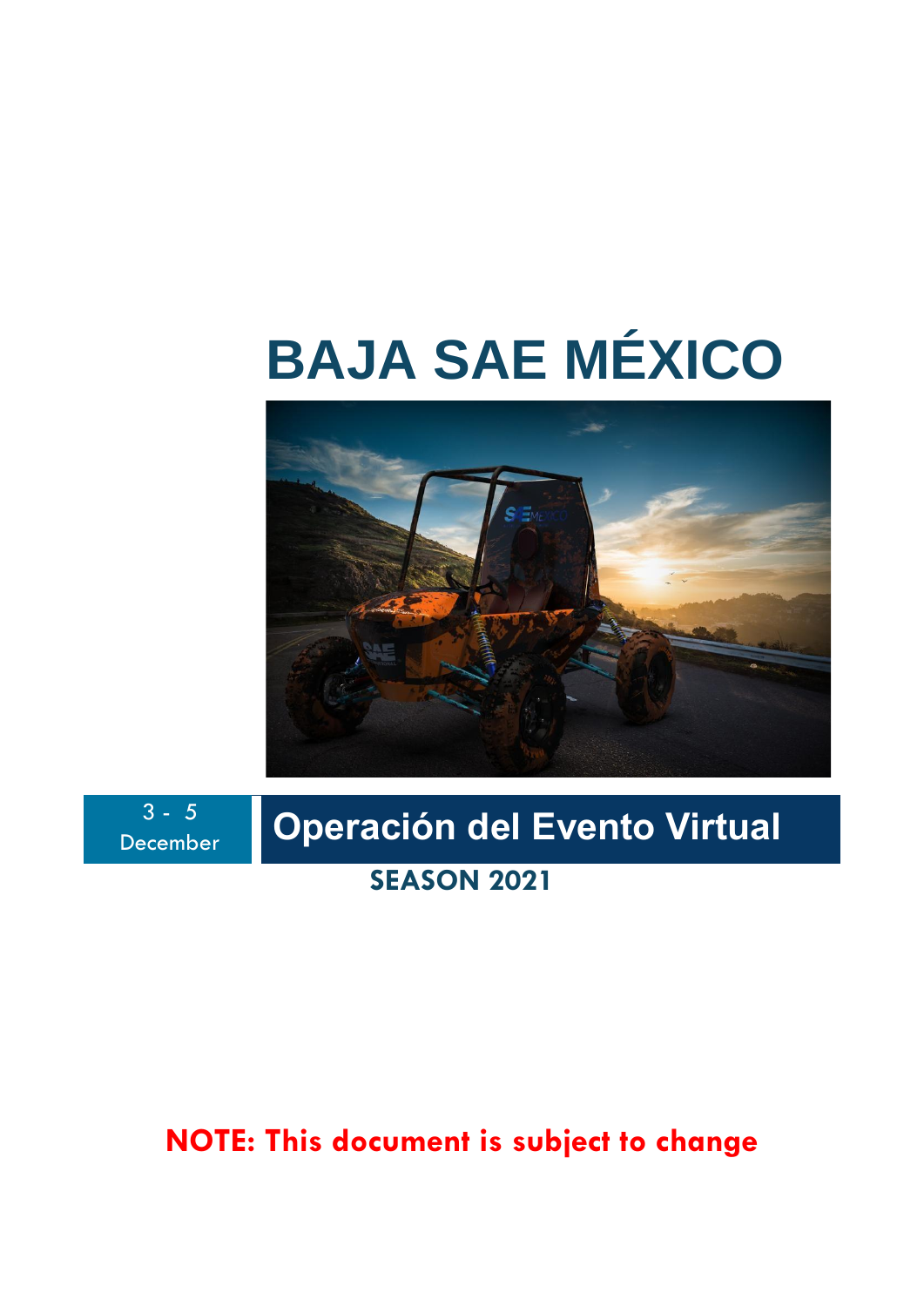# BAJA SAE MÉXICO

3 - 5
December

## Operación del Evento Virtual

**SEASON 2021**

**NOTE: This document is subject to change**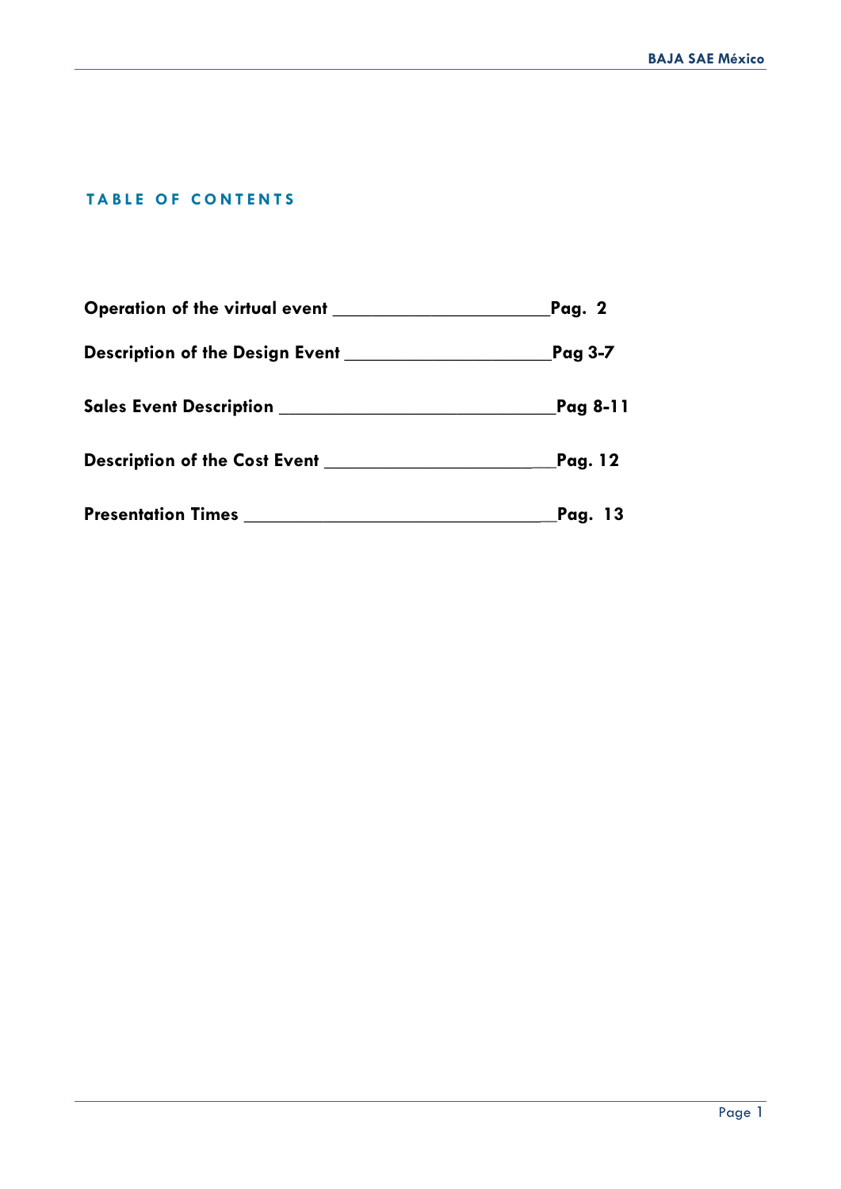## TABLE OF CONTENTS

**Operation of the virtual event** ______________________ **Pag. 2**

**Description of the Design Event** _____________________ **Pag 3-7**

**Sales Event Description** ____________________________ **Pag 8-11**

**Description of the Cost Event** _______________________ **Pag. 12**

**Presentation Times** ______________________________ **Pag. 13**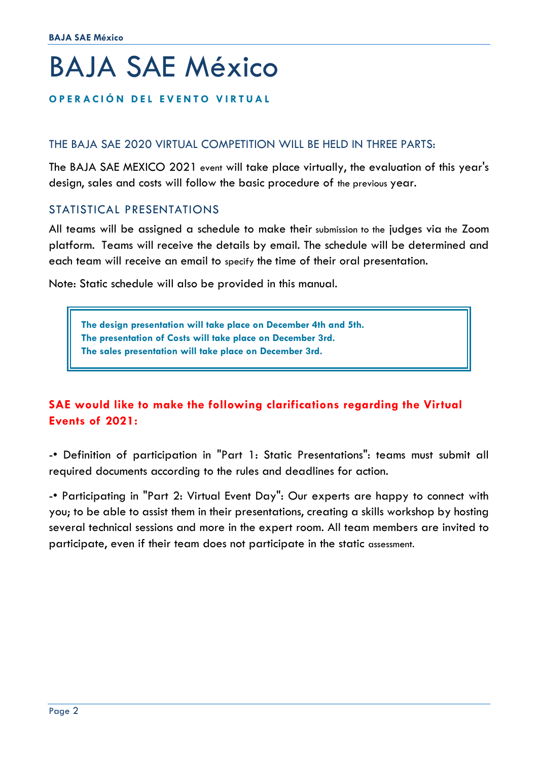# BAJA SAE México

**OPERACIÓN DEL EVENTO VIRTUAL**

## THE BAJA SAE 2020 VIRTUAL COMPETITION WILL BE HELD IN THREE PARTS:

The BAJA SAE MEXICO 2021 event will take place virtually, the evaluation of this year's design, sales and costs will follow the basic procedure of the previous year.

## STATISTICAL PRESENTATIONS

All teams will be assigned a schedule to make their submission to the judges via the Zoom platform. Teams will receive the details by email. The schedule will be determined and each team will receive an email to specify the time of their oral presentation.

Note: Static schedule will also be provided in this manual.

> **The design presentation will take place on December 4th and 5th.**
> **The presentation of Costs will take place on December 3rd.**
> **The sales presentation will take place on December 3rd.**

**SAE would like to make the following clarifications regarding the Virtual Events of 2021:**

-• Definition of participation in "Part 1: Static Presentations": teams must submit all required documents according to the rules and deadlines for action.

-• Participating in "Part 2: Virtual Event Day": Our experts are happy to connect with you; to be able to assist them in their presentations, creating a skills workshop by hosting several technical sessions and more in the expert room. All team members are invited to participate, even if their team does not participate in the static assessment.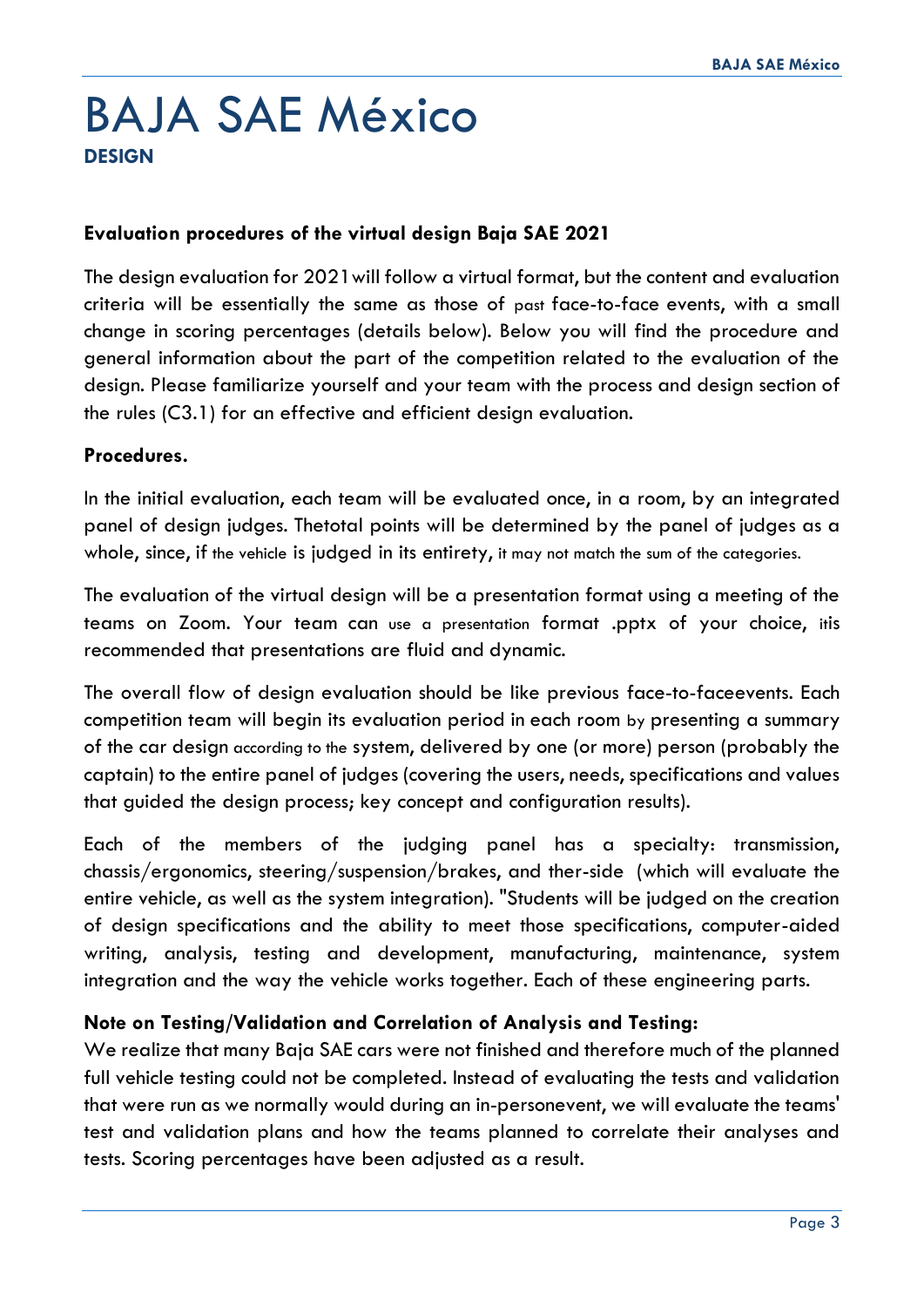# BAJA SAE México

**DESIGN**

**Evaluation procedures of the virtual design Baja SAE 2021**

The design evaluation for 2021 will follow a virtual format, but the content and evaluation criteria will be essentially the same as those of past face-to-face events, with a small change in scoring percentages (details below). Below you will find the procedure and general information about the part of the competition related to the evaluation of the design. Please familiarize yourself and your team with the process and design section of the rules (C3.1) for an effective and efficient design evaluation.

**Procedures.**

In the initial evaluation, each team will be evaluated once, in a room, by an integrated panel of design judges. Thetotal points will be determined by the panel of judges as a whole, since, if the vehicle is judged in its entirety, it may not match the sum of the categories.

The evaluation of the virtual design will be a presentation format using a meeting of the teams on Zoom. Your team can use a presentation format .pptx of your choice, itis recommended that presentations are fluid and dynamic.

The overall flow of design evaluation should be like previous face-to-faceevents. Each competition team will begin its evaluation period in each room by presenting a summary of the car design according to the system, delivered by one (or more) person (probably the captain) to the entire panel of judges (covering the users, needs, specifications and values that guided the design process; key concept and configuration results).

Each of the members of the judging panel has a specialty: transmission, chassis/ergonomics, steering/suspension/brakes, and ther-side (which will evaluate the entire vehicle, as well as the system integration). "Students will be judged on the creation of design specifications and the ability to meet those specifications, computer-aided writing, analysis, testing and development, manufacturing, maintenance, system integration and the way the vehicle works together. Each of these engineering parts.

**Note on Testing/Validation and Correlation of Analysis and Testing:**

We realize that many Baja SAE cars were not finished and therefore much of the planned full vehicle testing could not be completed. Instead of evaluating the tests and validation that were run as we normally would during an in-personevent, we will evaluate the teams' test and validation plans and how the teams planned to correlate their analyses and tests. Scoring percentages have been adjusted as a result.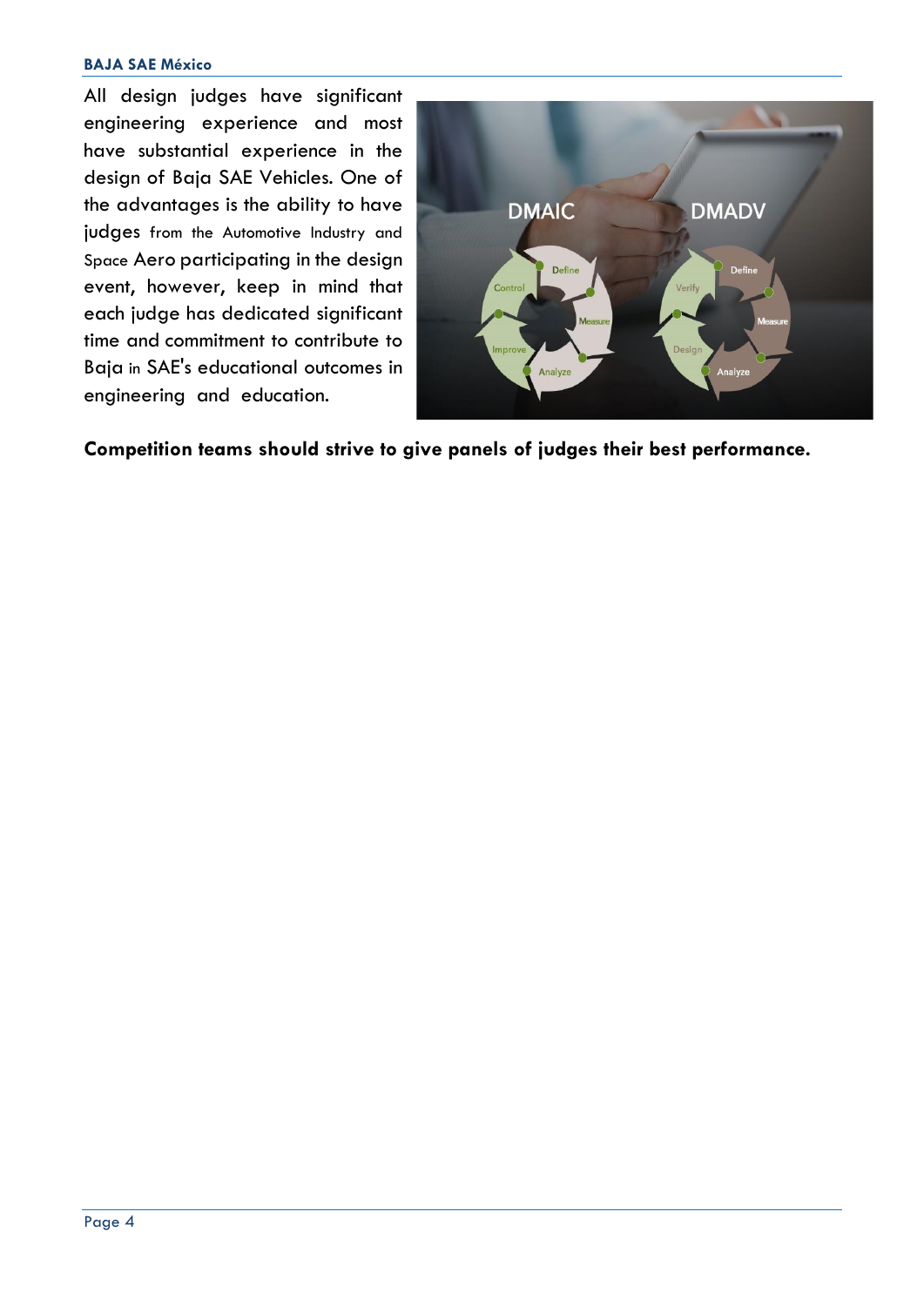All design judges have significant engineering experience and most have substantial experience in the design of Baja SAE Vehicles. One of the advantages is the ability to have judges from the Automotive Industry and Space Aero participating in the design event, however, keep in mind that each judge has dedicated significant time and commitment to contribute to Baja in SAE's educational outcomes in engineering and education.

**Competition teams should strive to give panels of judges their best performance.**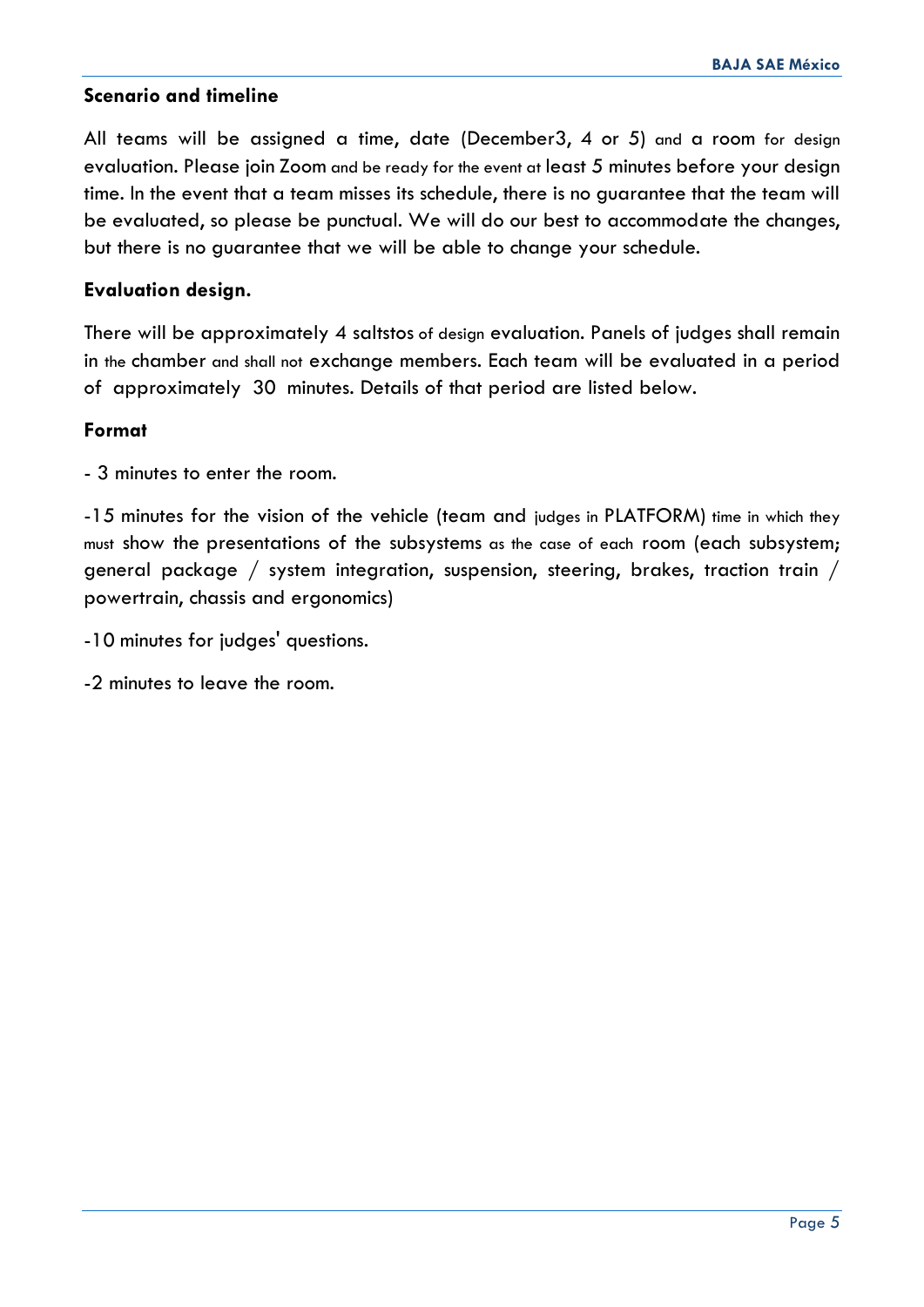## Scenario and timeline

All teams will be assigned a time, date (December3, 4 or 5) and a room for design evaluation. Please join Zoom and be ready for the event at least 5 minutes before your design time. In the event that a team misses its schedule, there is no guarantee that the team will be evaluated, so please be punctual. We will do our best to accommodate the changes, but there is no guarantee that we will be able to change your schedule.

## Evaluation design.

There will be approximately 4 saltstos of design evaluation. Panels of judges shall remain in the chamber and shall not exchange members. Each team will be evaluated in a period of approximately 30 minutes. Details of that period are listed below.

## Format

- 3 minutes to enter the room.

-15 minutes for the vision of the vehicle (team and judges in PLATFORM) time in which they must show the presentations of the subsystems as the case of each room (each subsystem; general package / system integration, suspension, steering, brakes, traction train / powertrain, chassis and ergonomics)

-10 minutes for judges' questions.

-2 minutes to leave the room.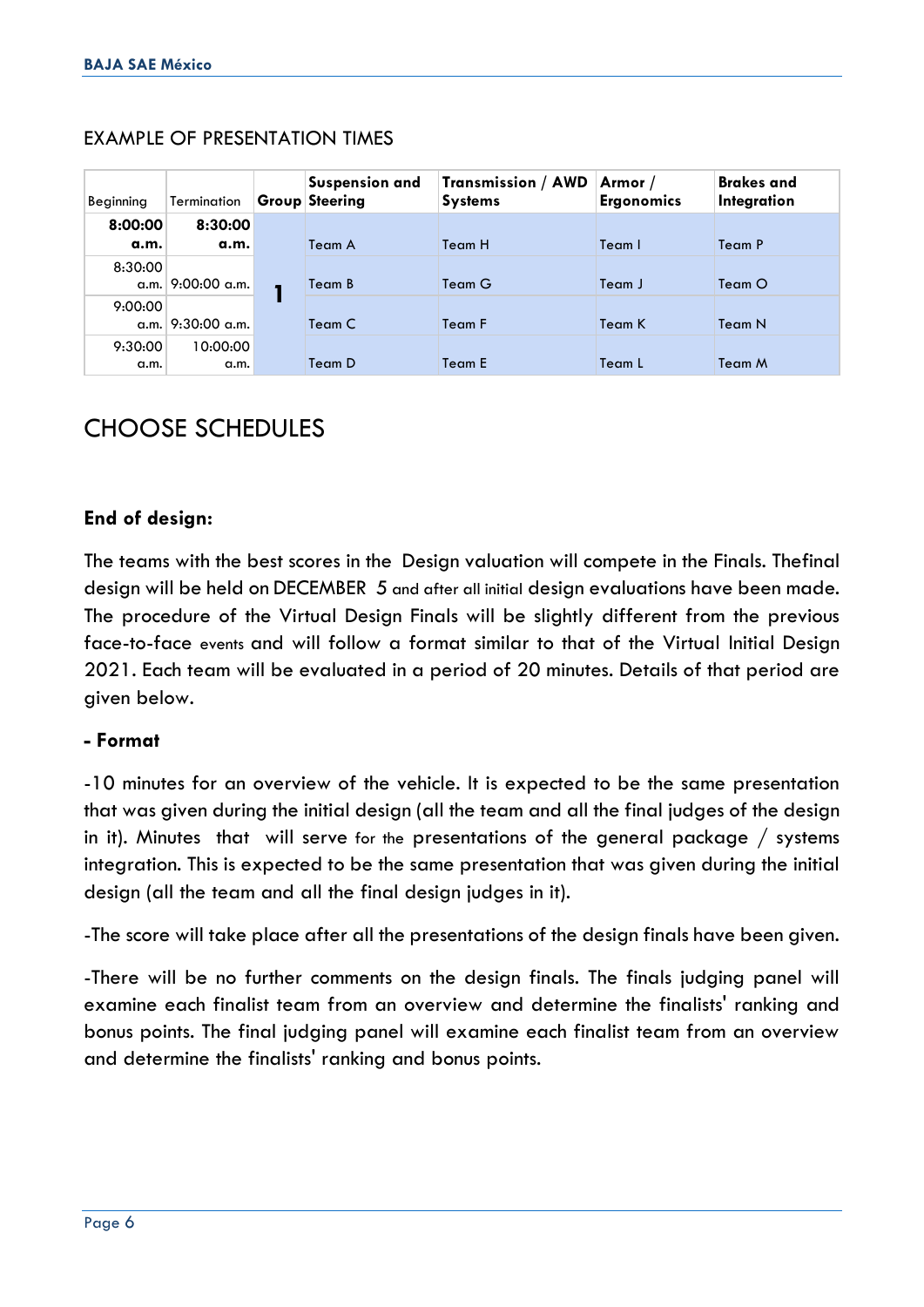EXAMPLE OF PRESENTATION TIMES

| Beginning | Termination | Group | Suspension and Steering | Transmission / AWD Systems | Armor / Ergonomics | Brakes and Integration |
|---|---|---|---|---|---|---|
| **8:00:00 a.m.** | **8:30:00 a.m.** | **1** | Team A | Team H | Team I | Team P |
| 8:30:00 a.m. | 9:00:00 a.m. | | Team B | Team G | Team J | Team O |
| 9:00:00 a.m. | 9:30:00 a.m. | | Team C | Team F | Team K | Team N |
| 9:30:00 a.m. | 10:00:00 a.m. | | Team D | Team E | Team L | Team M |

# CHOOSE SCHEDULES

**End of design:**

The teams with the best scores in the Design valuation will compete in the Finals. Thefinal design will be held on DECEMBER 5 and after all initial design evaluations have been made. The procedure of the Virtual Design Finals will be slightly different from the previous face-to-face events and will follow a format similar to that of the Virtual Initial Design 2021. Each team will be evaluated in a period of 20 minutes. Details of that period are given below.

**- Format**

-10 minutes for an overview of the vehicle. It is expected to be the same presentation that was given during the initial design (all the team and all the final judges of the design in it). Minutes that will serve for the presentations of the general package / systems integration. This is expected to be the same presentation that was given during the initial design (all the team and all the final design judges in it).

-The score will take place after all the presentations of the design finals have been given.

-There will be no further comments on the design finals. The finals judging panel will examine each finalist team from an overview and determine the finalists' ranking and bonus points. The final judging panel will examine each finalist team from an overview and determine the finalists' ranking and bonus points.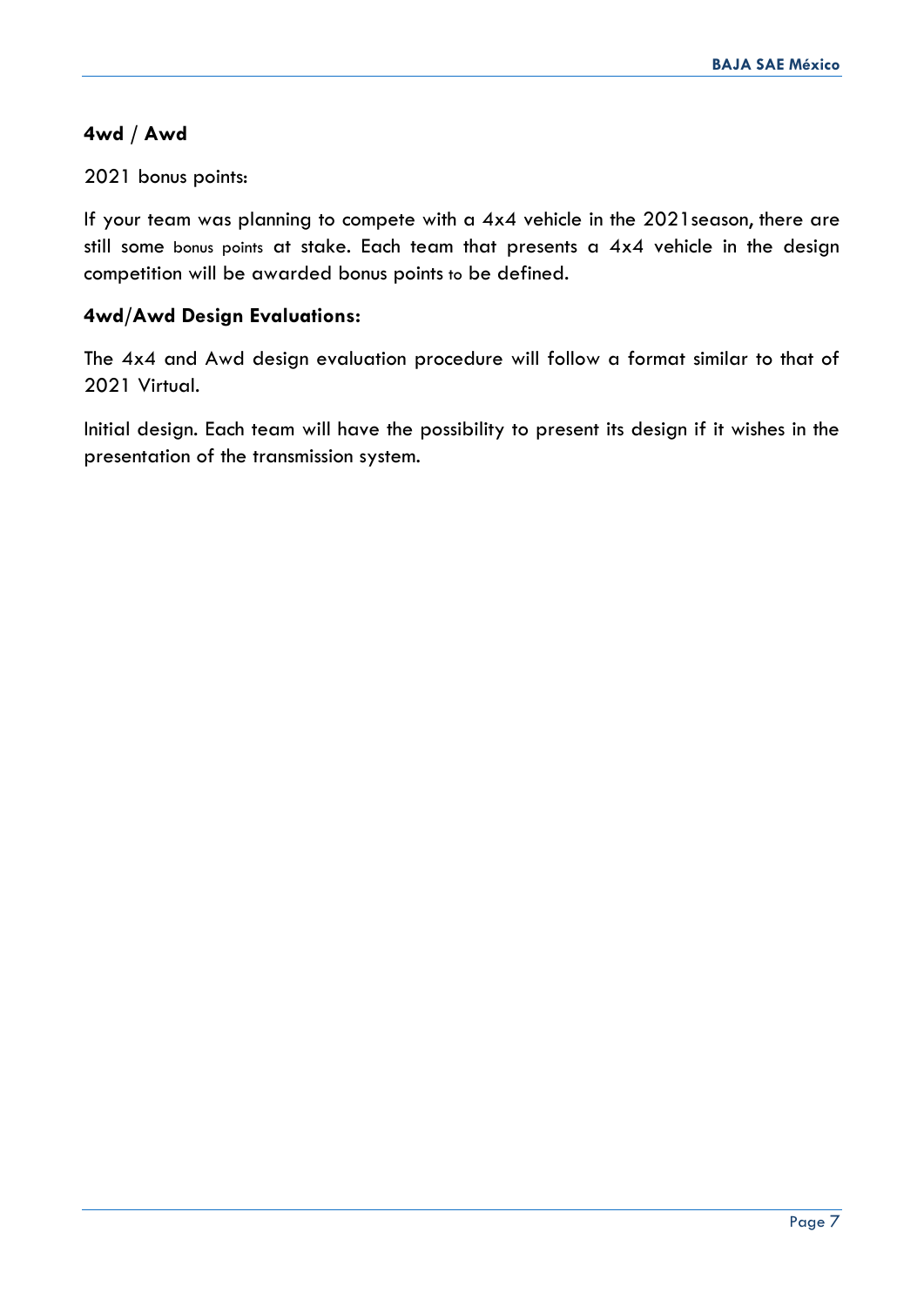### **4wd / Awd**

2021 bonus points:

If your team was planning to compete with a 4x4 vehicle in the 2021season, there are still some bonus points at stake. Each team that presents a 4x4 vehicle in the design competition will be awarded bonus points to be defined.

### **4wd/Awd Design Evaluations:**

The 4x4 and Awd design evaluation procedure will follow a format similar to that of 2021 Virtual.

Initial design. Each team will have the possibility to present its design if it wishes in the presentation of the transmission system.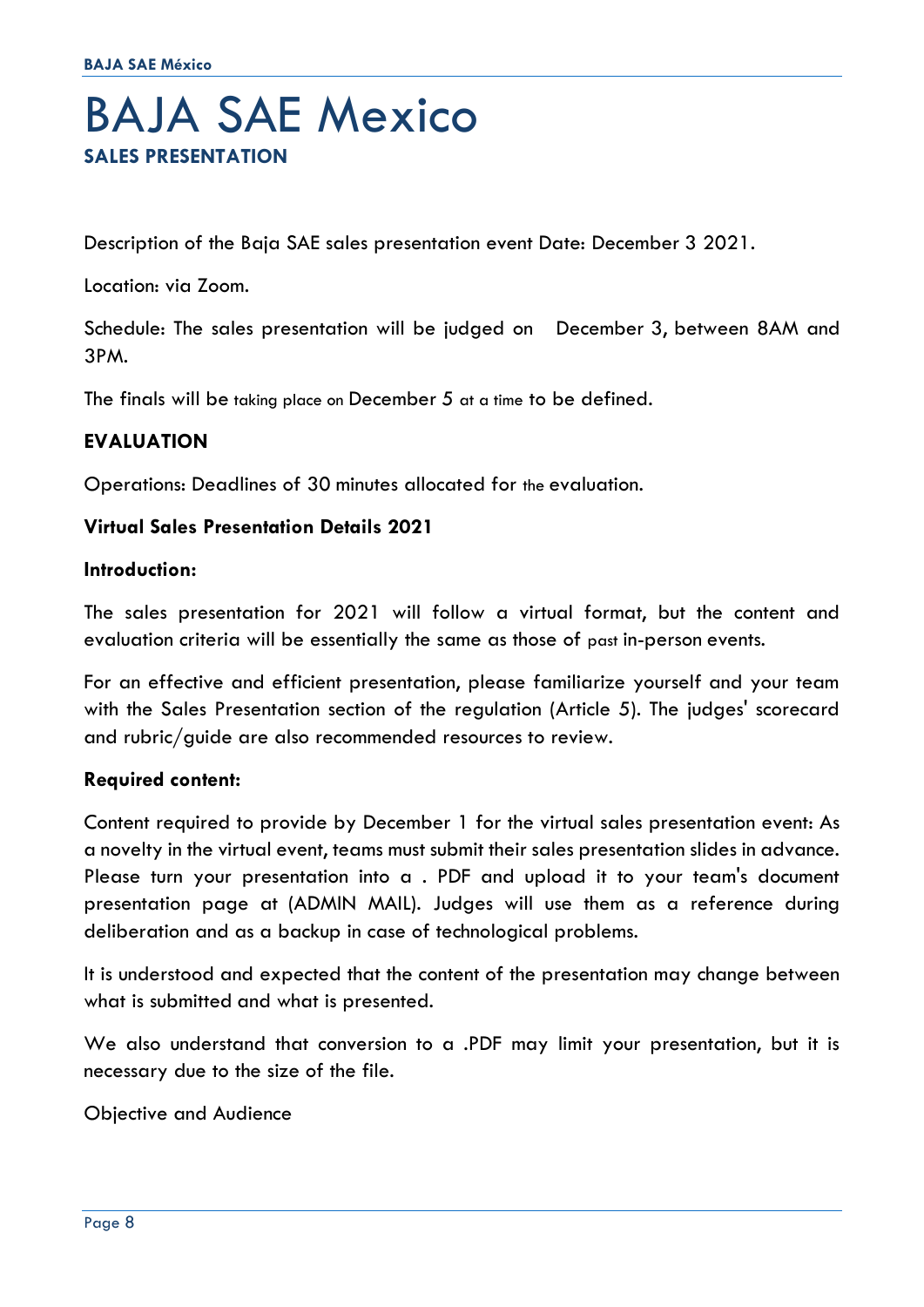# BAJA SAE Mexico

## SALES PRESENTATION

Description of the Baja SAE sales presentation event Date: December 3 2021.

Location: via Zoom.

Schedule: The sales presentation will be judged on December 3, between 8AM and 3PM.

The finals will be taking place on December 5 at a time to be defined.

### EVALUATION

Operations: Deadlines of 30 minutes allocated for the evaluation.

**Virtual Sales Presentation Details 2021**

**Introduction:**

The sales presentation for 2021 will follow a virtual format, but the content and evaluation criteria will be essentially the same as those of past in-person events.

For an effective and efficient presentation, please familiarize yourself and your team with the Sales Presentation section of the regulation (Article 5). The judges' scorecard and rubric/guide are also recommended resources to review.

**Required content:**

Content required to provide by December 1 for the virtual sales presentation event: As a novelty in the virtual event, teams must submit their sales presentation slides in advance. Please turn your presentation into a . PDF and upload it to your team's document presentation page at (ADMIN MAIL). Judges will use them as a reference during deliberation and as a backup in case of technological problems.

It is understood and expected that the content of the presentation may change between what is submitted and what is presented.

We also understand that conversion to a .PDF may limit your presentation, but it is necessary due to the size of the file.

Objective and Audience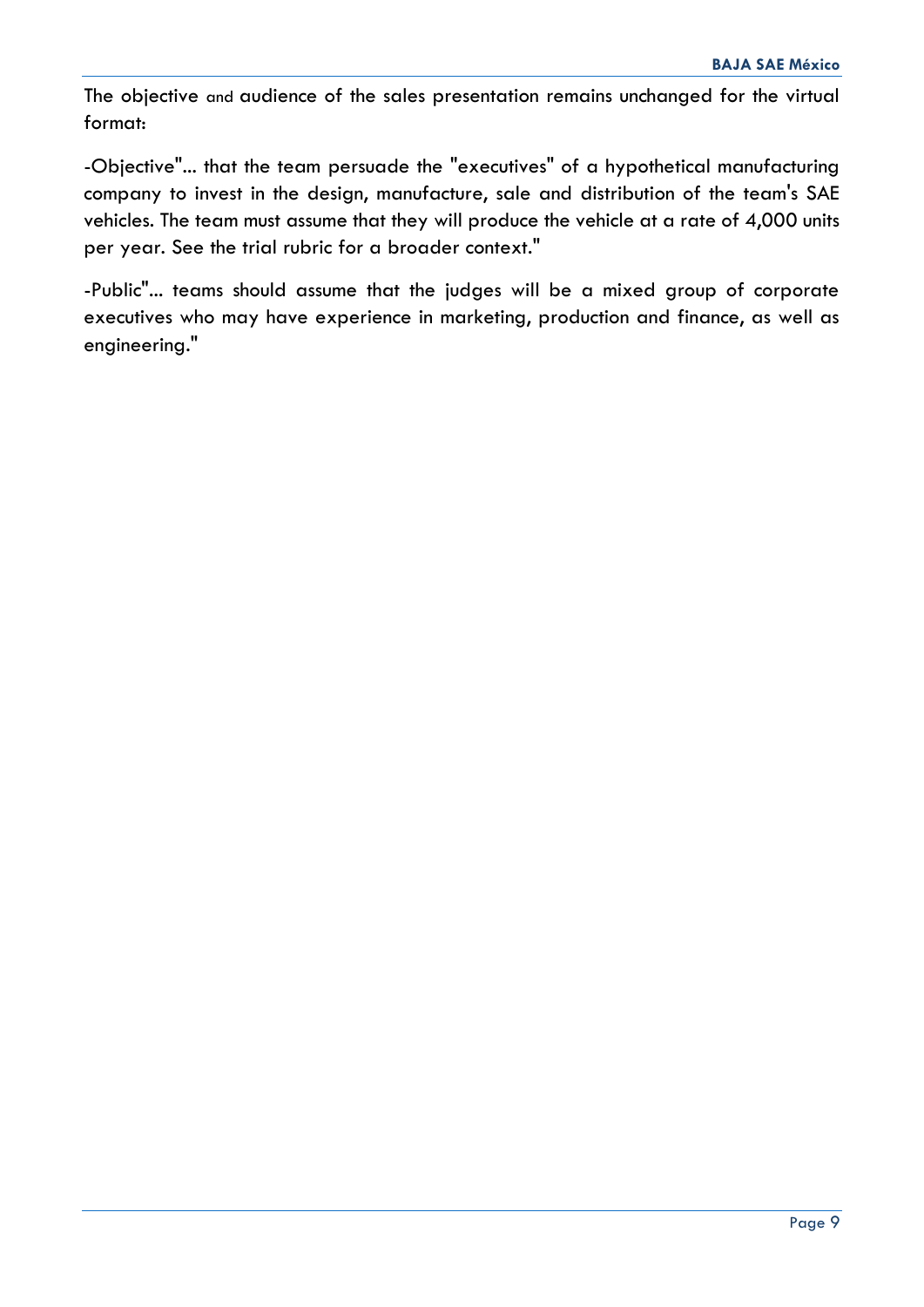The objective and audience of the sales presentation remains unchanged for the virtual format:

-Objective"... that the team persuade the "executives" of a hypothetical manufacturing company to invest in the design, manufacture, sale and distribution of the team's SAE vehicles. The team must assume that they will produce the vehicle at a rate of 4,000 units per year. See the trial rubric for a broader context."

-Public"... teams should assume that the judges will be a mixed group of corporate executives who may have experience in marketing, production and finance, as well as engineering."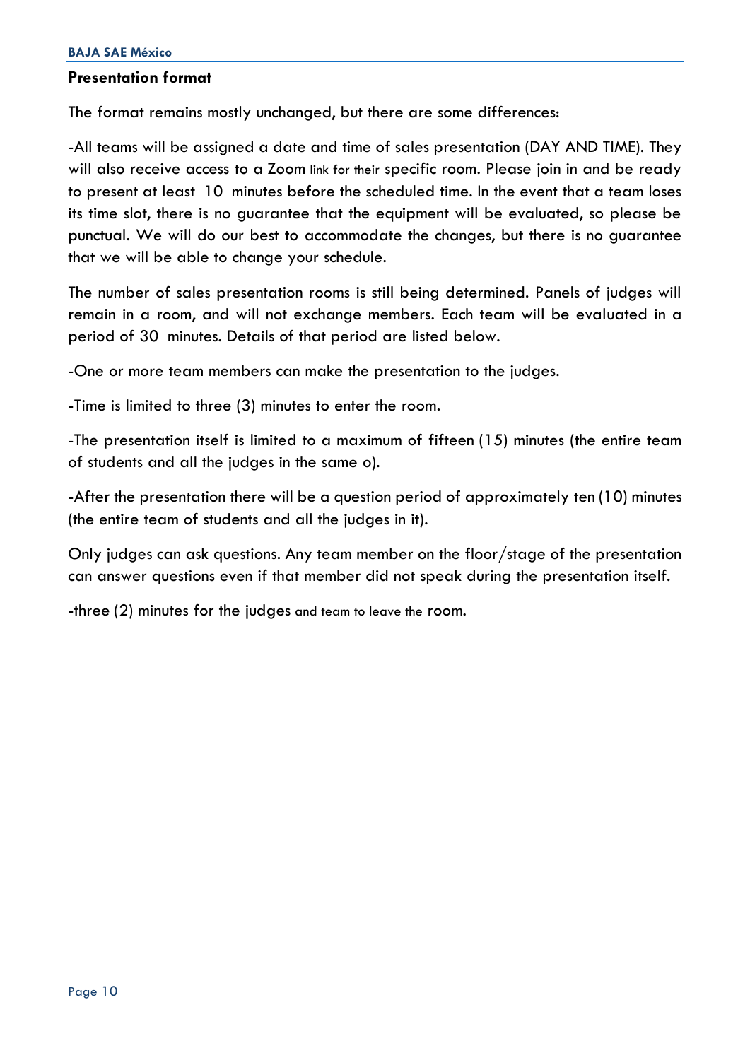**Presentation format**

The format remains mostly unchanged, but there are some differences:

-All teams will be assigned a date and time of sales presentation (DAY AND TIME). They will also receive access to a Zoom link for their specific room. Please join in and be ready to present at least 10 minutes before the scheduled time. In the event that a team loses its time slot, there is no guarantee that the equipment will be evaluated, so please be punctual. We will do our best to accommodate the changes, but there is no guarantee that we will be able to change your schedule.

The number of sales presentation rooms is still being determined. Panels of judges will remain in a room, and will not exchange members. Each team will be evaluated in a period of 30 minutes. Details of that period are listed below.

-One or more team members can make the presentation to the judges.

-Time is limited to three (3) minutes to enter the room.

-The presentation itself is limited to a maximum of fifteen (15) minutes (the entire team of students and all the judges in the same o).

-After the presentation there will be a question period of approximately ten (10) minutes (the entire team of students and all the judges in it).

Only judges can ask questions. Any team member on the floor/stage of the presentation can answer questions even if that member did not speak during the presentation itself.

-three (2) minutes for the judges and team to leave the room.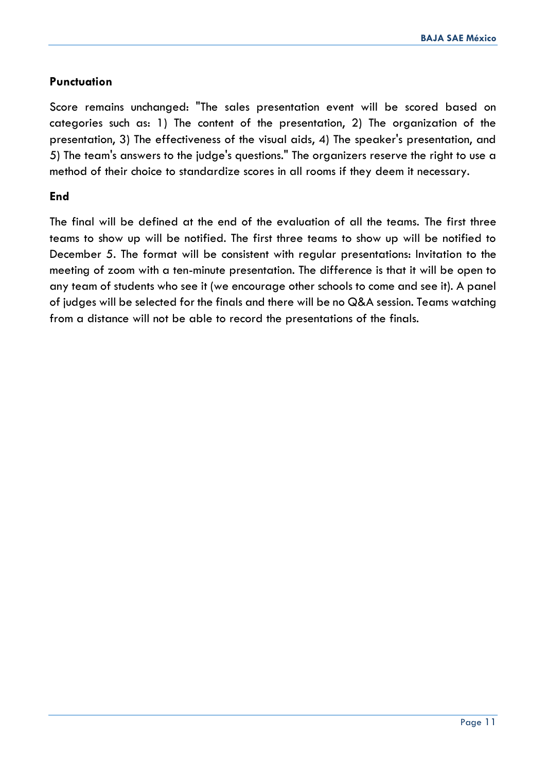## Punctuation

Score remains unchanged: "The sales presentation event will be scored based on categories such as: 1) The content of the presentation, 2) The organization of the presentation, 3) The effectiveness of the visual aids, 4) The speaker's presentation, and 5) The team's answers to the judge's questions." The organizers reserve the right to use a method of their choice to standardize scores in all rooms if they deem it necessary.

## End

The final will be defined at the end of the evaluation of all the teams. The first three teams to show up will be notified. The first three teams to show up will be notified to December 5. The format will be consistent with regular presentations: Invitation to the meeting of zoom with a ten-minute presentation. The difference is that it will be open to any team of students who see it (we encourage other schools to come and see it). A panel of judges will be selected for the finals and there will be no Q&A session. Teams watching from a distance will not be able to record the presentations of the finals.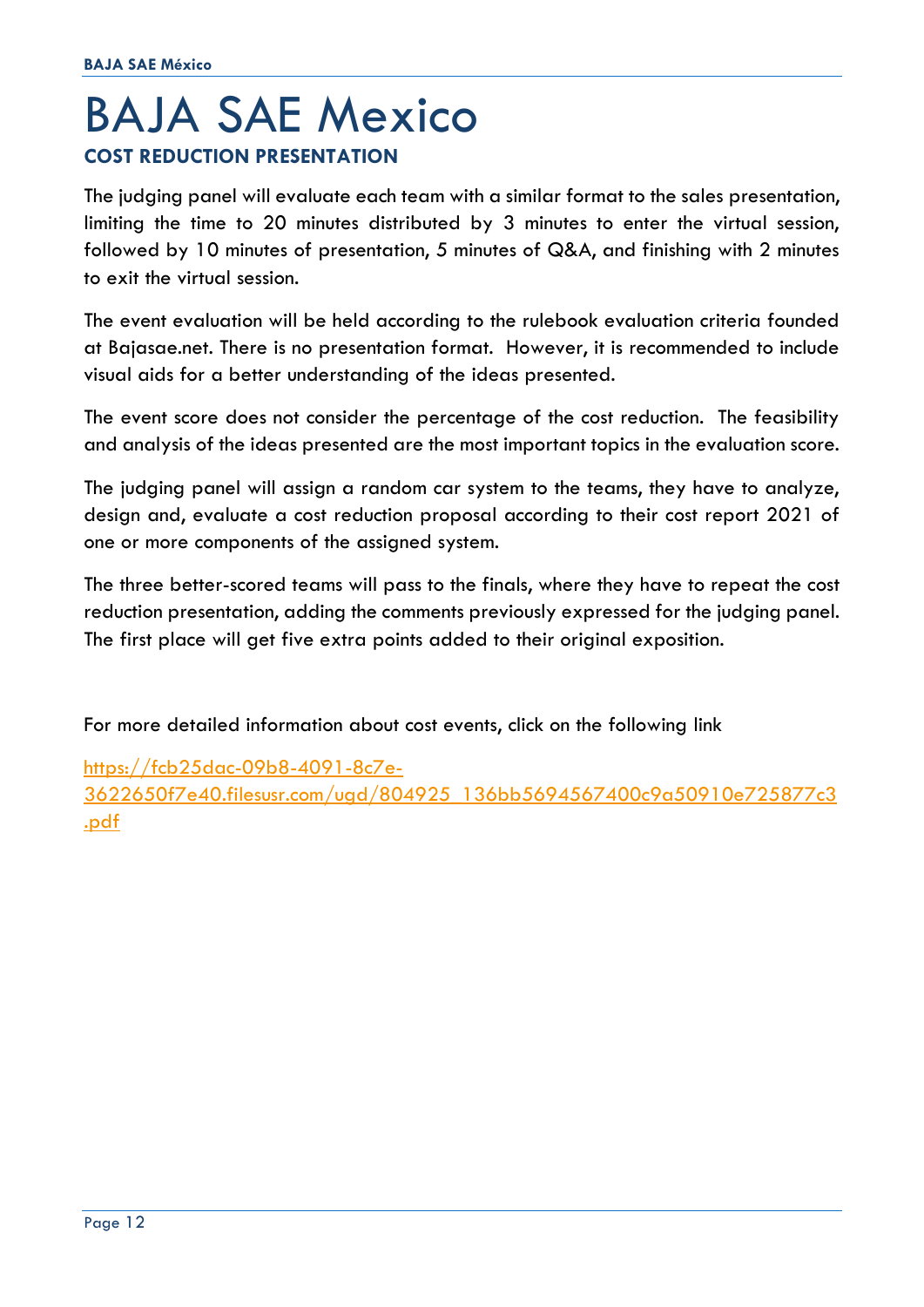# BAJA SAE Mexico

## COST REDUCTION PRESENTATION

The judging panel will evaluate each team with a similar format to the sales presentation, limiting the time to 20 minutes distributed by 3 minutes to enter the virtual session, followed by 10 minutes of presentation, 5 minutes of Q&A, and finishing with 2 minutes to exit the virtual session.

The event evaluation will be held according to the rulebook evaluation criteria founded at Bajasae.net. There is no presentation format. However, it is recommended to include visual aids for a better understanding of the ideas presented.

The event score does not consider the percentage of the cost reduction. The feasibility and analysis of the ideas presented are the most important topics in the evaluation score.

The judging panel will assign a random car system to the teams, they have to analyze, design and, evaluate a cost reduction proposal according to their cost report 2021 of one or more components of the assigned system.

The three better-scored teams will pass to the finals, where they have to repeat the cost reduction presentation, adding the comments previously expressed for the judging panel. The first place will get five extra points added to their original exposition.

For more detailed information about cost events, click on the following link

[https://fcb25dac-09b8-4091-8c7e-3622650f7e40.filesusr.com/ugd/804925_136bb5694567400c9a50910e725877c3.pdf](https://fcb25dac-09b8-4091-8c7e-3622650f7e40.filesusr.com/ugd/804925_136bb5694567400c9a50910e725877c3.pdf)